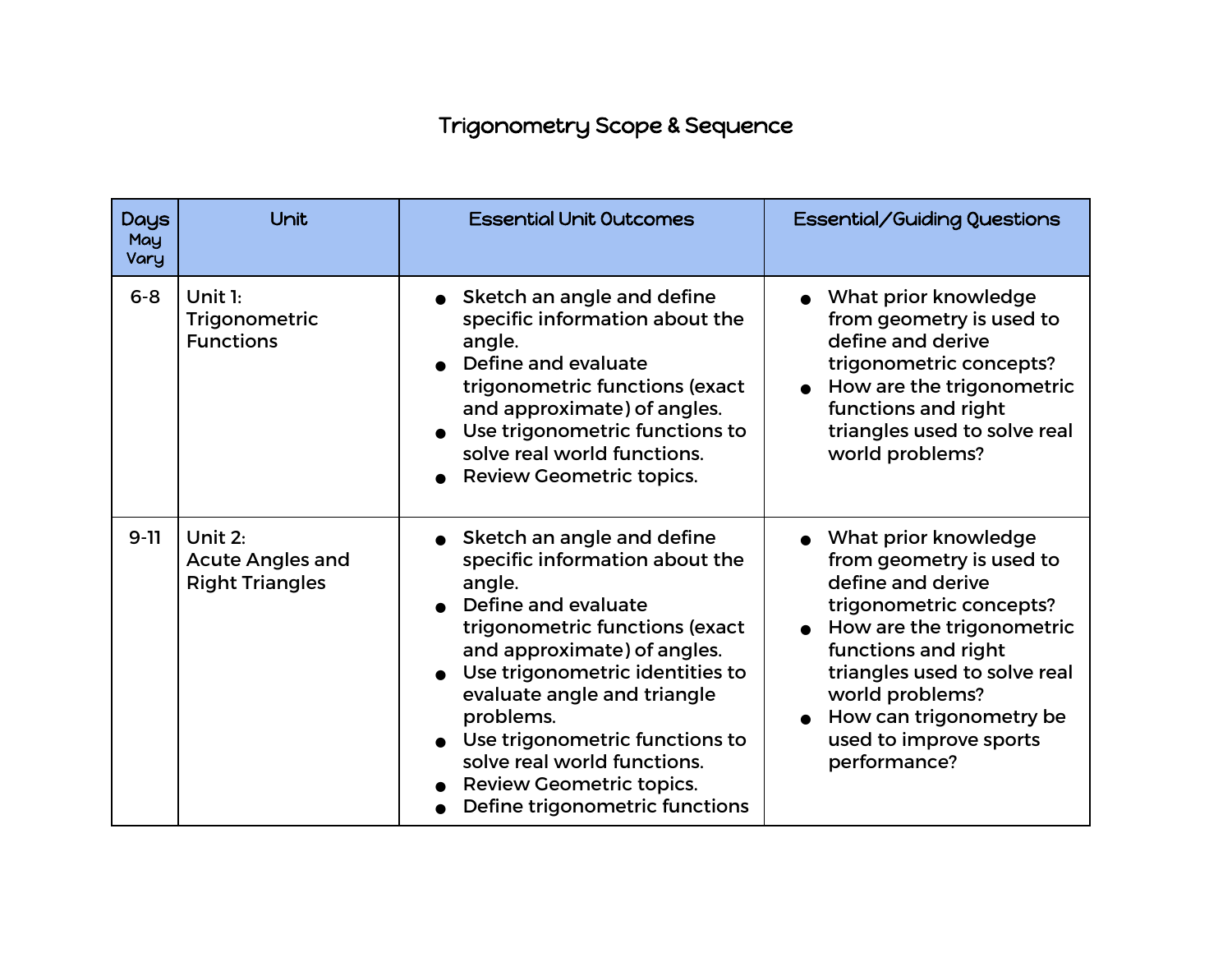# Trigonometry Scope & Sequence

| Days May Vary | Unit | Essential Unit Outcomes | Essential/Guiding Questions |
|---|---|---|---|
| 6-8 | Unit 1: Trigonometric Functions | • Sketch an angle and define specific information about the angle.<br>• Define and evaluate trigonometric functions (exact and approximate) of angles.<br>• Use trigonometric functions to solve real world functions.<br>• Review Geometric topics. | • What prior knowledge from geometry is used to define and derive trigonometric concepts?<br>• How are the trigonometric functions and right triangles used to solve real world problems? |
| 9-11 | Unit 2: Acute Angles and Right Triangles | • Sketch an angle and define specific information about the angle.<br>• Define and evaluate trigonometric functions (exact and approximate) of angles.<br>• Use trigonometric identities to evaluate angle and triangle problems.<br>• Use trigonometric functions to solve real world functions.<br>• Review Geometric topics.<br>• Define trigonometric functions | • What prior knowledge from geometry is used to define and derive trigonometric concepts?<br>• How are the trigonometric functions and right triangles used to solve real world problems?<br>• How can trigonometry be used to improve sports performance? |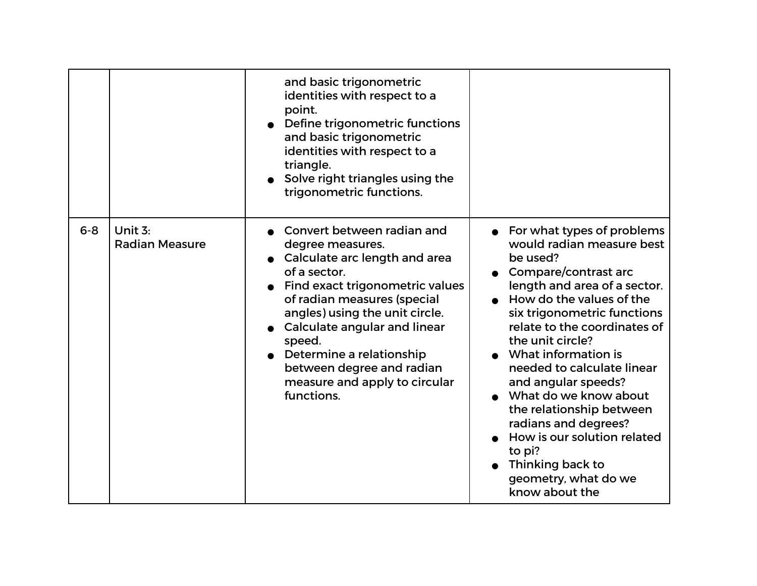| | | | |
|---|---|---|---|
| | | and basic trigonometric identities with respect to a point.<br>● Define trigonometric functions and basic trigonometric identities with respect to a triangle.<br>● Solve right triangles using the trigonometric functions. | |
| 6-8 | Unit 3:<br>Radian Measure | ● Convert between radian and degree measures.<br>● Calculate arc length and area of a sector.<br>● Find exact trigonometric values of radian measures (special angles) using the unit circle.<br>● Calculate angular and linear speed.<br>● Determine a relationship between degree and radian measure and apply to circular functions. | ● For what types of problems would radian measure best be used?<br>● Compare/contrast arc length and area of a sector.<br>● How do the values of the six trigonometric functions relate to the coordinates of the unit circle?<br>● What information is needed to calculate linear and angular speeds?<br>● What do we know about the relationship between radians and degrees?<br>● How is our solution related to pi?<br>● Thinking back to geometry, what do we know about the |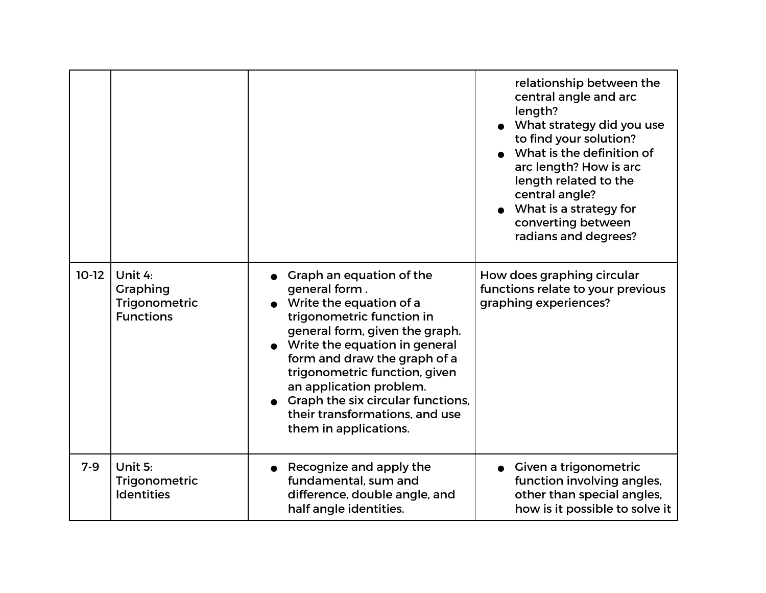| | | | |
|---|---|---|---|
| | | | relationship between the central angle and arc length?<br>● What strategy did you use to find your solution?<br>● What is the definition of arc length? How is arc length related to the central angle?<br>● What is a strategy for converting between radians and degrees? |
| 10-12 | Unit 4: Graphing Trigonometric Functions | ● Graph an equation of the general form .<br>● Write the equation of a trigonometric function in general form, given the graph.<br>● Write the equation in general form and draw the graph of a trigonometric function, given an application problem.<br>● Graph the six circular functions, their transformations, and use them in applications. | How does graphing circular functions relate to your previous graphing experiences? |
| 7-9 | Unit 5: Trigonometric Identities | ● Recognize and apply the fundamental, sum and difference, double angle, and half angle identities. | ● Given a trigonometric function involving angles, other than special angles, how is it possible to solve it |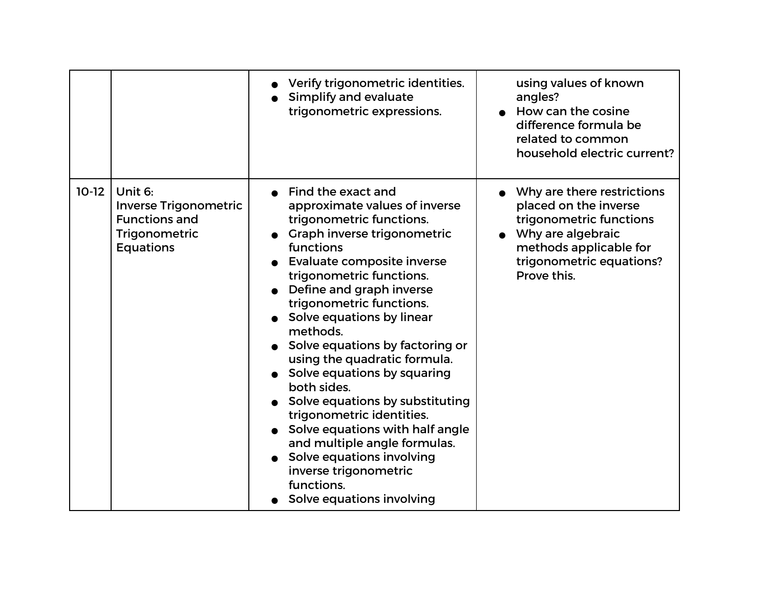| | | | |
|---|---|---|---|
| | | • Verify trigonometric identities.<br>• Simplify and evaluate trigonometric expressions. | using values of known angles?<br>• How can the cosine difference formula be related to common household electric current? |
| 10-12 | Unit 6:<br>Inverse Trigonometric Functions and Trigonometric Equations | • Find the exact and approximate values of inverse trigonometric functions.<br>• Graph inverse trigonometric functions<br>• Evaluate composite inverse trigonometric functions.<br>• Define and graph inverse trigonometric functions.<br>• Solve equations by linear methods.<br>• Solve equations by factoring or using the quadratic formula.<br>• Solve equations by squaring both sides.<br>• Solve equations by substituting trigonometric identities.<br>• Solve equations with half angle and multiple angle formulas.<br>• Solve equations involving inverse trigonometric functions.<br>• Solve equations involving | • Why are there restrictions placed on the inverse trigonometric functions<br>• Why are algebraic methods applicable for trigonometric equations? Prove this. |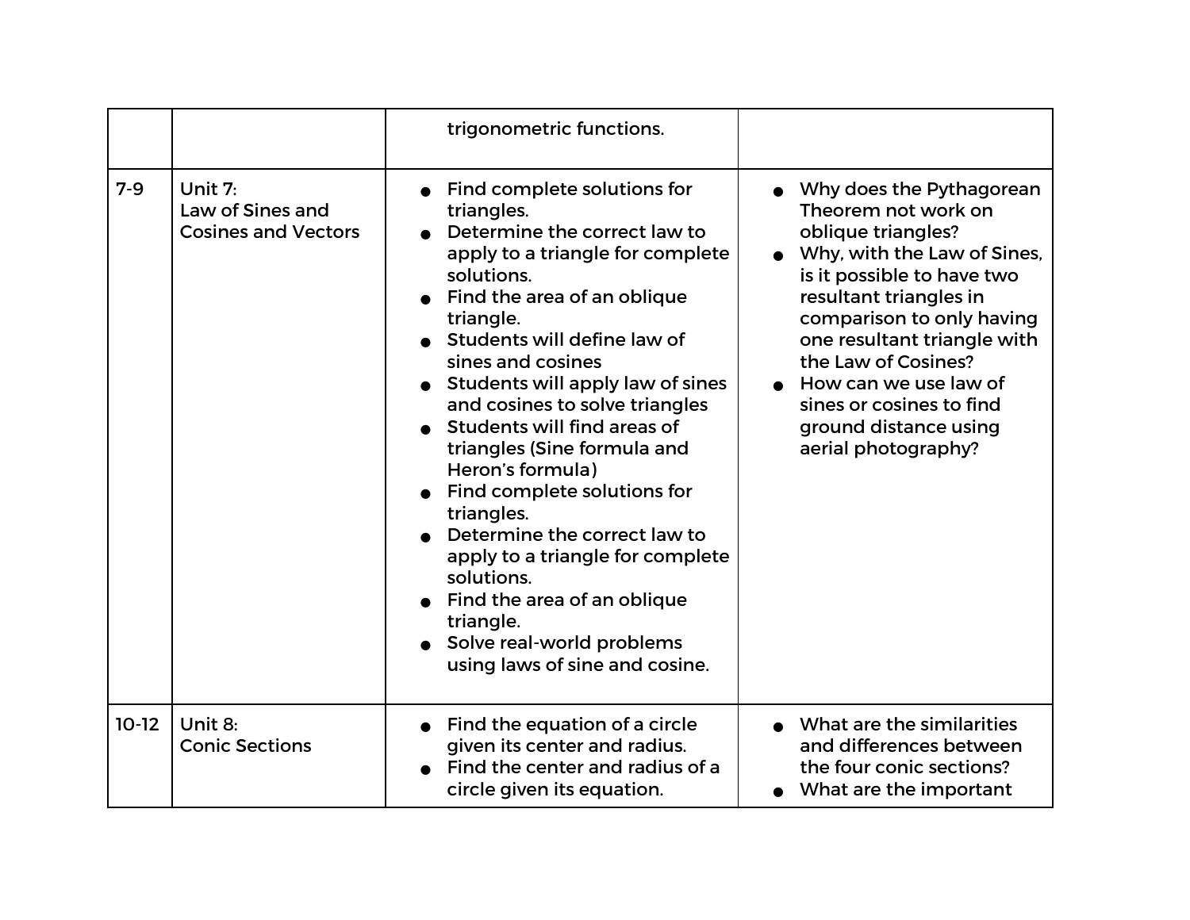| | | | |
|---|---|---|---|
| | | trigonometric functions. | |
| 7-9 | Unit 7:<br>Law of Sines and Cosines and Vectors | • Find complete solutions for triangles.<br>• Determine the correct law to apply to a triangle for complete solutions.<br>• Find the area of an oblique triangle.<br>• Students will define law of sines and cosines<br>• Students will apply law of sines and cosines to solve triangles<br>• Students will find areas of triangles (Sine formula and Heron's formula)<br>• Find complete solutions for triangles.<br>• Determine the correct law to apply to a triangle for complete solutions.<br>• Find the area of an oblique triangle.<br>• Solve real-world problems using laws of sine and cosine. | • Why does the Pythagorean Theorem not work on oblique triangles?<br>• Why, with the Law of Sines, is it possible to have two resultant triangles in comparison to only having one resultant triangle with the Law of Cosines?<br>• How can we use law of sines or cosines to find ground distance using aerial photography? |
| 10-12 | Unit 8:<br>Conic Sections | • Find the equation of a circle given its center and radius.<br>• Find the center and radius of a circle given its equation. | • What are the similarities and differences between the four conic sections?<br>• What are the important |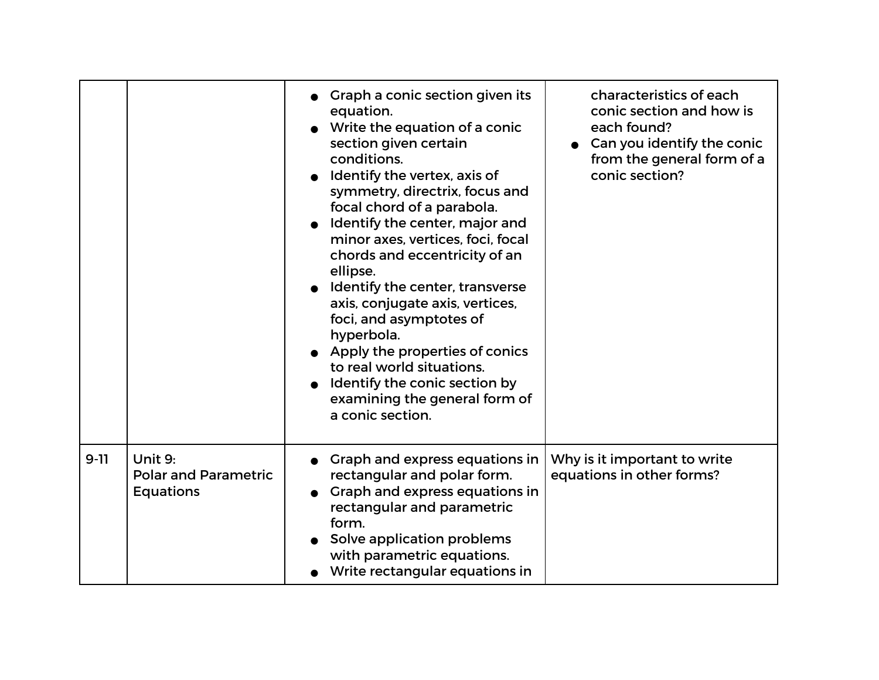| | | | |
|---|---|---|---|
| | | <ul><li>Graph a conic section given its equation.</li><li>Write the equation of a conic section given certain conditions.</li><li>Identify the vertex, axis of symmetry, directrix, focus and focal chord of a parabola.</li><li>Identify the center, major and minor axes, vertices, foci, focal chords and eccentricity of an ellipse.</li><li>Identify the center, transverse axis, conjugate axis, vertices, foci, and asymptotes of hyperbola.</li><li>Apply the properties of conics to real world situations.</li><li>Identify the conic section by examining the general form of a conic section.</li></ul> | characteristics of each conic section and how is each found?<ul><li>Can you identify the conic from the general form of a conic section?</li></ul> |
| 9-11 | Unit 9:<br>Polar and Parametric Equations | <ul><li>Graph and express equations in rectangular and polar form.</li><li>Graph and express equations in rectangular and parametric form.</li><li>Solve application problems with parametric equations.</li><li>Write rectangular equations in</li></ul> | Why is it important to write equations in other forms? |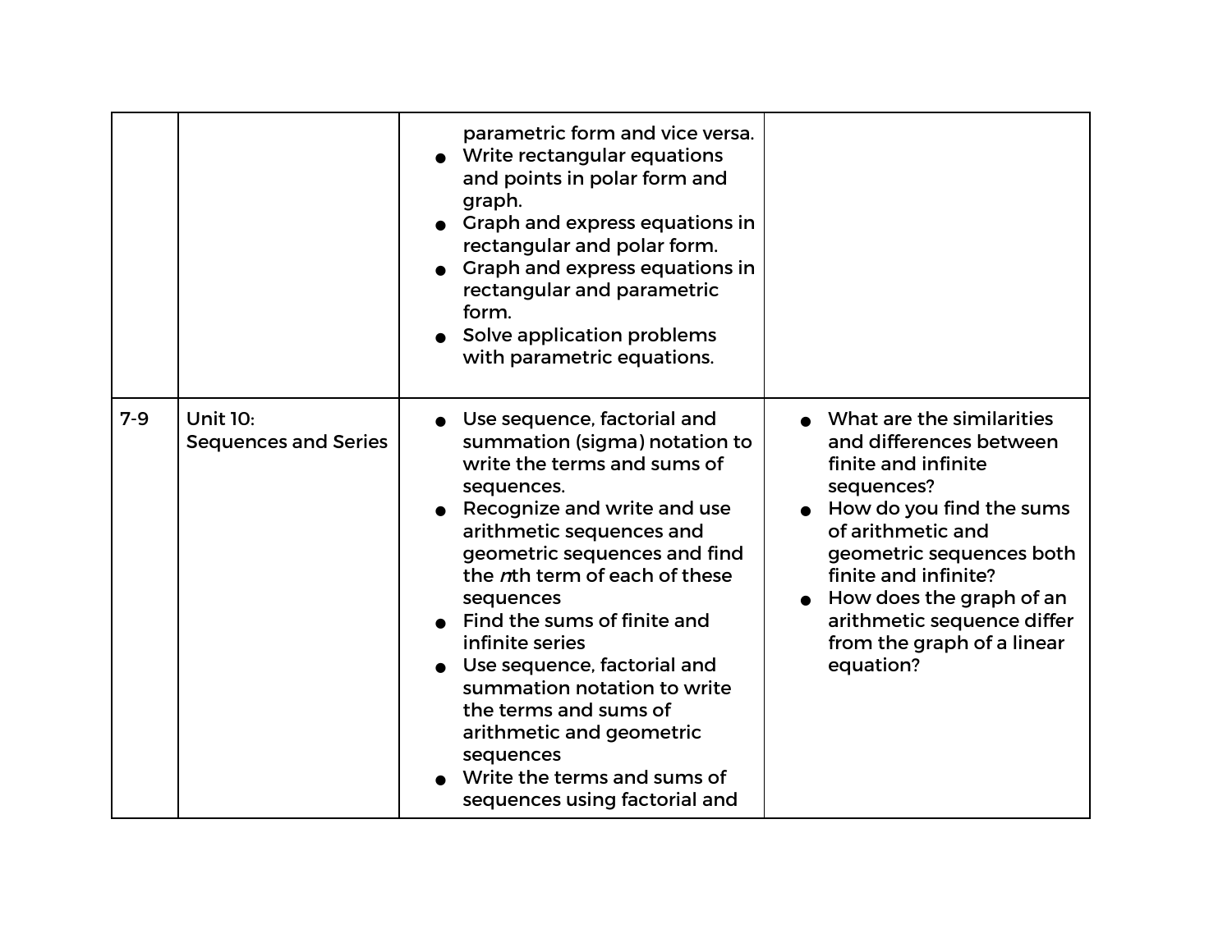| | | | |
|---|---|---|---|
| | | parametric form and vice versa.<br>● Write rectangular equations and points in polar form and graph.<br>● Graph and express equations in rectangular and polar form.<br>● Graph and express equations in rectangular and parametric form.<br>● Solve application problems with parametric equations. | |
| 7-9 | Unit 10:<br>Sequences and Series | ● Use sequence, factorial and summation (sigma) notation to write the terms and sums of sequences.<br>● Recognize and write and use arithmetic sequences and geometric sequences and find the *n*th term of each of these sequences<br>● Find the sums of finite and infinite series<br>● Use sequence, factorial and summation notation to write the terms and sums of arithmetic and geometric sequences<br>● Write the terms and sums of sequences using factorial and | ● What are the similarities and differences between finite and infinite sequences?<br>● How do you find the sums of arithmetic and geometric sequences both finite and infinite?<br>● How does the graph of an arithmetic sequence differ from the graph of a linear equation? |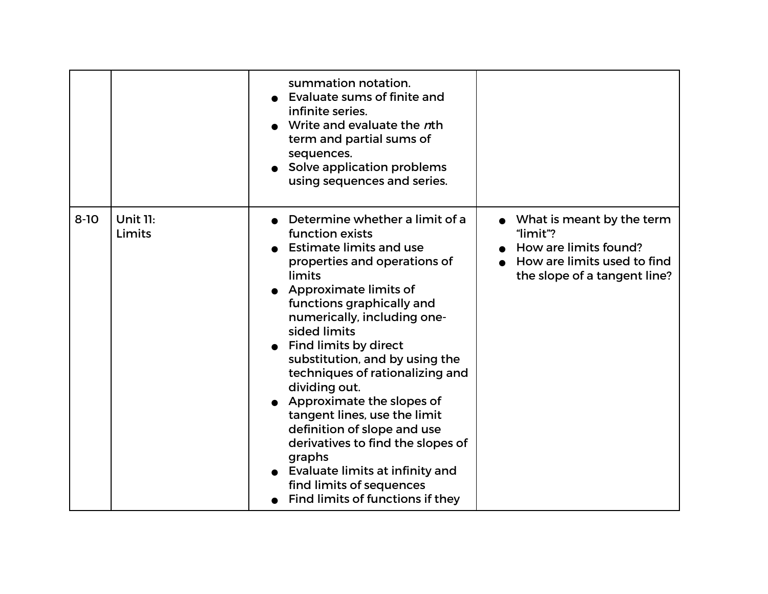| | | | |
|---|---|---|---|
| | | summation notation.<br>● Evaluate sums of finite and infinite series.<br>● Write and evaluate the *n*th term and partial sums of sequences.<br>● Solve application problems using sequences and series. | |
| 8-10 | Unit 11:<br>Limits | ● Determine whether a limit of a function exists<br>● Estimate limits and use properties and operations of limits<br>● Approximate limits of functions graphically and numerically, including one-sided limits<br>● Find limits by direct substitution, and by using the techniques of rationalizing and dividing out.<br>● Approximate the slopes of tangent lines, use the limit definition of slope and use derivatives to find the slopes of graphs<br>● Evaluate limits at infinity and find limits of sequences<br>● Find limits of functions if they | ● What is meant by the term "limit"?<br>● How are limits found?<br>● How are limits used to find the slope of a tangent line? |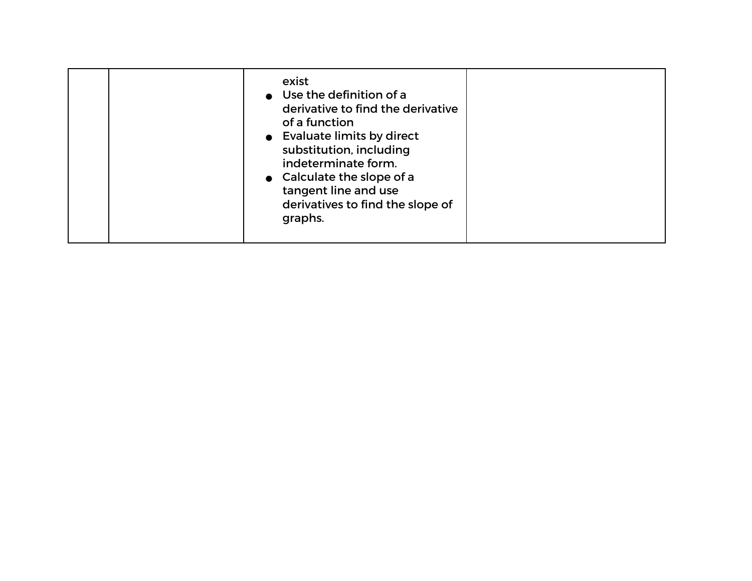| | | | |
|---|---|---|---|
| | | exist<br>• Use the definition of a derivative to find the derivative of a function<br>• Evaluate limits by direct substitution, including indeterminate form.<br>• Calculate the slope of a tangent line and use derivatives to find the slope of graphs. | |